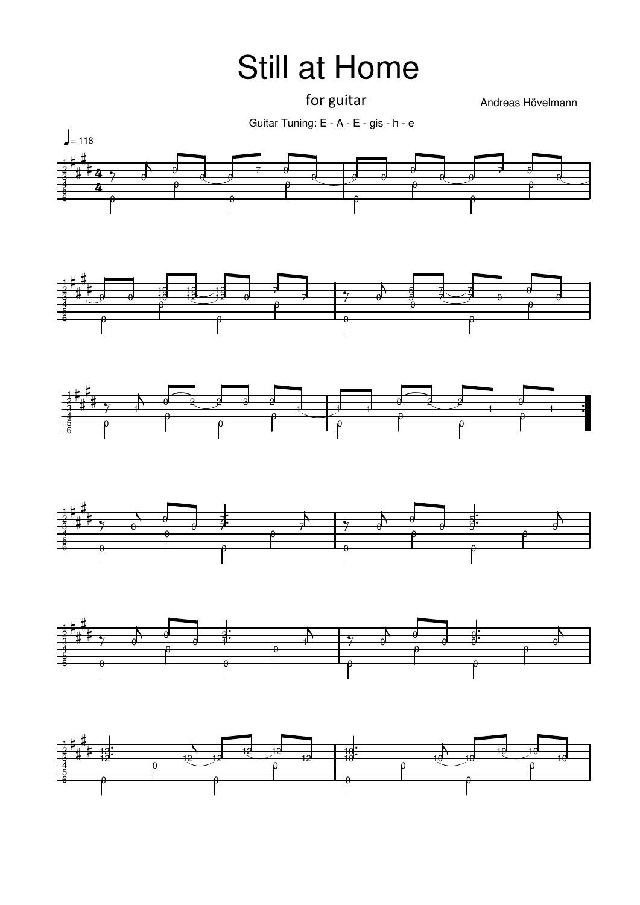# Still at Home

for guitar

Andreas Hövelmann

Guitar Tuning: E - A - E - gis - h - e

♩= 118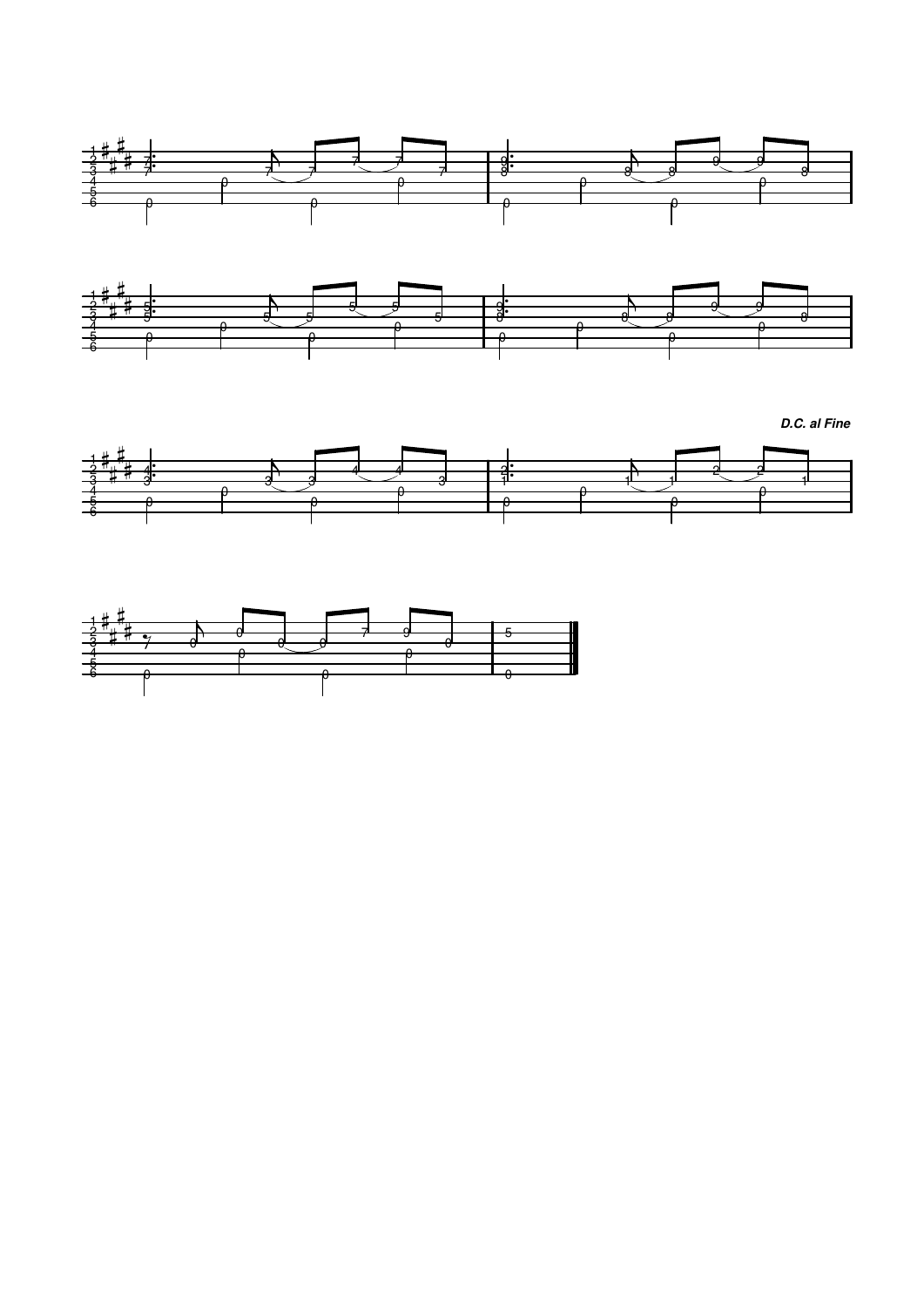D.C. al Fine